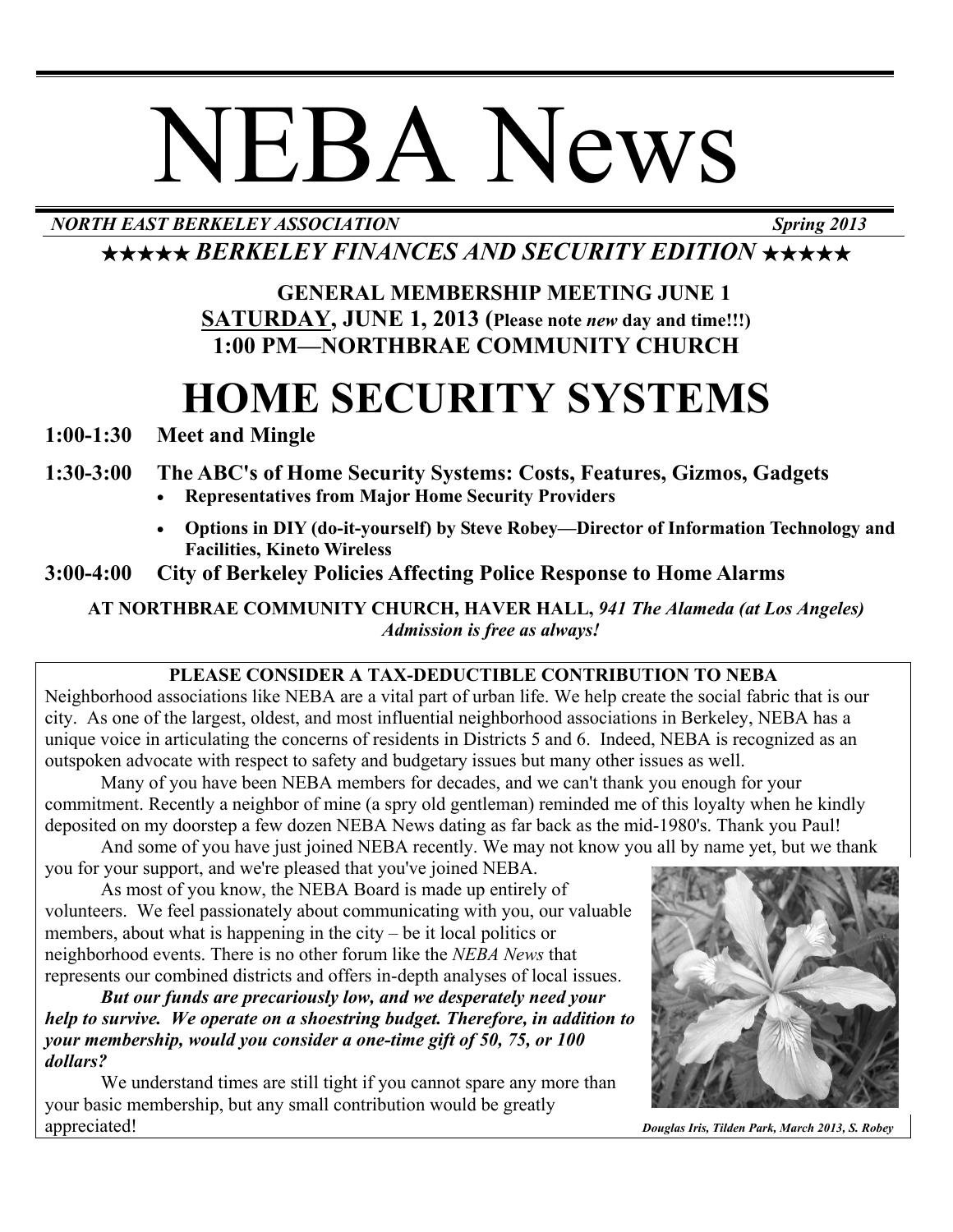# NEBA News

*NORTH EAST BERKELEY ASSOCIATION* *Spring 2013*

## ★★★★★ *BERKELEY FINANCES AND SECURITY EDITION* ★★★★★

**GENERAL MEMBERSHIP MEETING JUNE 1**
**SATURDAY, JUNE 1, 2013 (Please note *new* day and time!!!)**
**1:00 PM—NORTHBRAE COMMUNITY CHURCH**

# HOME SECURITY SYSTEMS

**1:00-1:30 Meet and Mingle**

**1:30-3:00 The ABC's of Home Security Systems: Costs, Features, Gizmos, Gadgets**

- **Representatives from Major Home Security Providers**
- **Options in DIY (do-it-yourself) by Steve Robey—Director of Information Technology and Facilities, Kineto Wireless**

**3:00-4:00 City of Berkeley Policies Affecting Police Response to Home Alarms**

**AT NORTHBRAE COMMUNITY CHURCH, HAVER HALL, *941 The Alameda (at Los Angeles)***
***Admission is free as always!***

**PLEASE CONSIDER A TAX-DEDUCTIBLE CONTRIBUTION TO NEBA**

Neighborhood associations like NEBA are a vital part of urban life. We help create the social fabric that is our city. As one of the largest, oldest, and most influential neighborhood associations in Berkeley, NEBA has a unique voice in articulating the concerns of residents in Districts 5 and 6. Indeed, NEBA is recognized as an outspoken advocate with respect to safety and budgetary issues but many other issues as well.

Many of you have been NEBA members for decades, and we can't thank you enough for your commitment. Recently a neighbor of mine (a spry old gentleman) reminded me of this loyalty when he kindly deposited on my doorstep a few dozen NEBA News dating as far back as the mid-1980's. Thank you Paul!

And some of you have just joined NEBA recently. We may not know you all by name yet, but we thank you for your support, and we're pleased that you've joined NEBA.

As most of you know, the NEBA Board is made up entirely of volunteers. We feel passionately about communicating with you, our valuable members, about what is happening in the city – be it local politics or neighborhood events. There is no other forum like the *NEBA News* that represents our combined districts and offers in-depth analyses of local issues.

***But our funds are precariously low, and we desperately need your help to survive. We operate on a shoestring budget. Therefore, in addition to your membership, would you consider a one-time gift of 50, 75, or 100 dollars?***

We understand times are still tight if you cannot spare any more than your basic membership, but any small contribution would be greatly appreciated!

***Douglas Iris, Tilden Park, March 2013, S. Robey***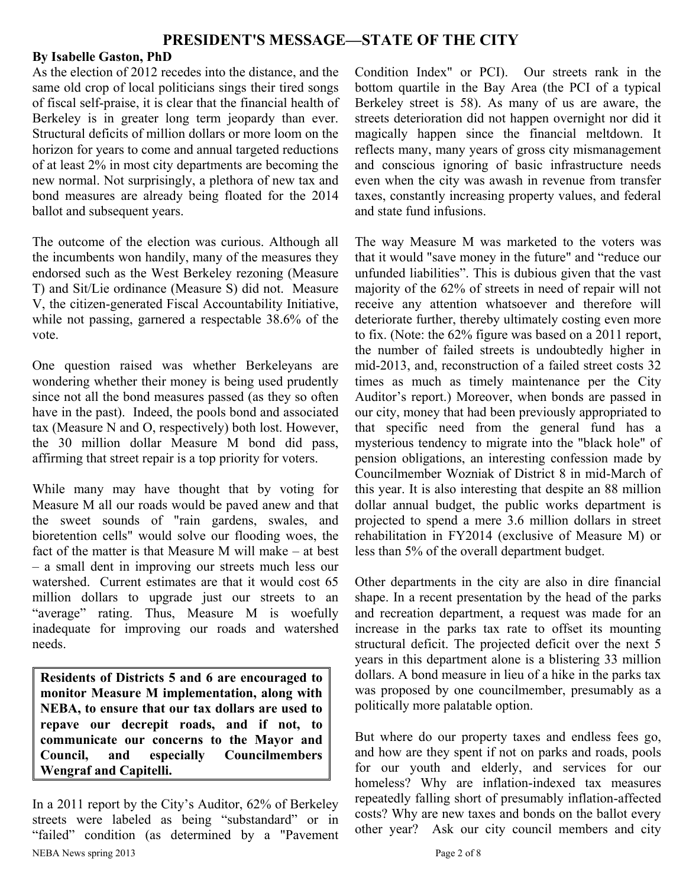## PRESIDENT'S MESSAGE—STATE OF THE CITY

**By Isabelle Gaston, PhD**

As the election of 2012 recedes into the distance, and the same old crop of local politicians sings their tired songs of fiscal self-praise, it is clear that the financial health of Berkeley is in greater long term jeopardy than ever. Structural deficits of million dollars or more loom on the horizon for years to come and annual targeted reductions of at least 2% in most city departments are becoming the new normal. Not surprisingly, a plethora of new tax and bond measures are already being floated for the 2014 ballot and subsequent years.

The outcome of the election was curious. Although all the incumbents won handily, many of the measures they endorsed such as the West Berkeley rezoning (Measure T) and Sit/Lie ordinance (Measure S) did not. Measure V, the citizen-generated Fiscal Accountability Initiative, while not passing, garnered a respectable 38.6% of the vote.

One question raised was whether Berkeleyans are wondering whether their money is being used prudently since not all the bond measures passed (as they so often have in the past). Indeed, the pools bond and associated tax (Measure N and O, respectively) both lost. However, the 30 million dollar Measure M bond did pass, affirming that street repair is a top priority for voters.

While many may have thought that by voting for Measure M all our roads would be paved anew and that the sweet sounds of "rain gardens, swales, and bioretention cells" would solve our flooding woes, the fact of the matter is that Measure M will make – at best – a small dent in improving our streets much less our watershed. Current estimates are that it would cost 65 million dollars to upgrade just our streets to an "average" rating. Thus, Measure M is woefully inadequate for improving our roads and watershed needs.

**Residents of Districts 5 and 6 are encouraged to monitor Measure M implementation, along with NEBA, to ensure that our tax dollars are used to repave our decrepit roads, and if not, to communicate our concerns to the Mayor and Council, and especially Councilmembers Wengraf and Capitelli.**

In a 2011 report by the City's Auditor, 62% of Berkeley streets were labeled as being "substandard" or in "failed" condition (as determined by a "Pavement Condition Index" or PCI). Our streets rank in the bottom quartile in the Bay Area (the PCI of a typical Berkeley street is 58). As many of us are aware, the streets deterioration did not happen overnight nor did it magically happen since the financial meltdown. It reflects many, many years of gross city mismanagement and conscious ignoring of basic infrastructure needs even when the city was awash in revenue from transfer taxes, constantly increasing property values, and federal and state fund infusions.

The way Measure M was marketed to the voters was that it would "save money in the future" and "reduce our unfunded liabilities". This is dubious given that the vast majority of the 62% of streets in need of repair will not receive any attention whatsoever and therefore will deteriorate further, thereby ultimately costing even more to fix. (Note: the 62% figure was based on a 2011 report, the number of failed streets is undoubtedly higher in mid-2013, and, reconstruction of a failed street costs 32 times as much as timely maintenance per the City Auditor's report.) Moreover, when bonds are passed in our city, money that had been previously appropriated to that specific need from the general fund has a mysterious tendency to migrate into the "black hole" of pension obligations, an interesting confession made by Councilmember Wozniak of District 8 in mid-March of this year. It is also interesting that despite an 88 million dollar annual budget, the public works department is projected to spend a mere 3.6 million dollars in street rehabilitation in FY2014 (exclusive of Measure M) or less than 5% of the overall department budget.

Other departments in the city are also in dire financial shape. In a recent presentation by the head of the parks and recreation department, a request was made for an increase in the parks tax rate to offset its mounting structural deficit. The projected deficit over the next 5 years in this department alone is a blistering 33 million dollars. A bond measure in lieu of a hike in the parks tax was proposed by one councilmember, presumably as a politically more palatable option.

But where do our property taxes and endless fees go, and how are they spent if not on parks and roads, pools for our youth and elderly, and services for our homeless? Why are inflation-indexed tax measures repeatedly falling short of presumably inflation-affected costs? Why are new taxes and bonds on the ballot every other year? Ask our city council members and city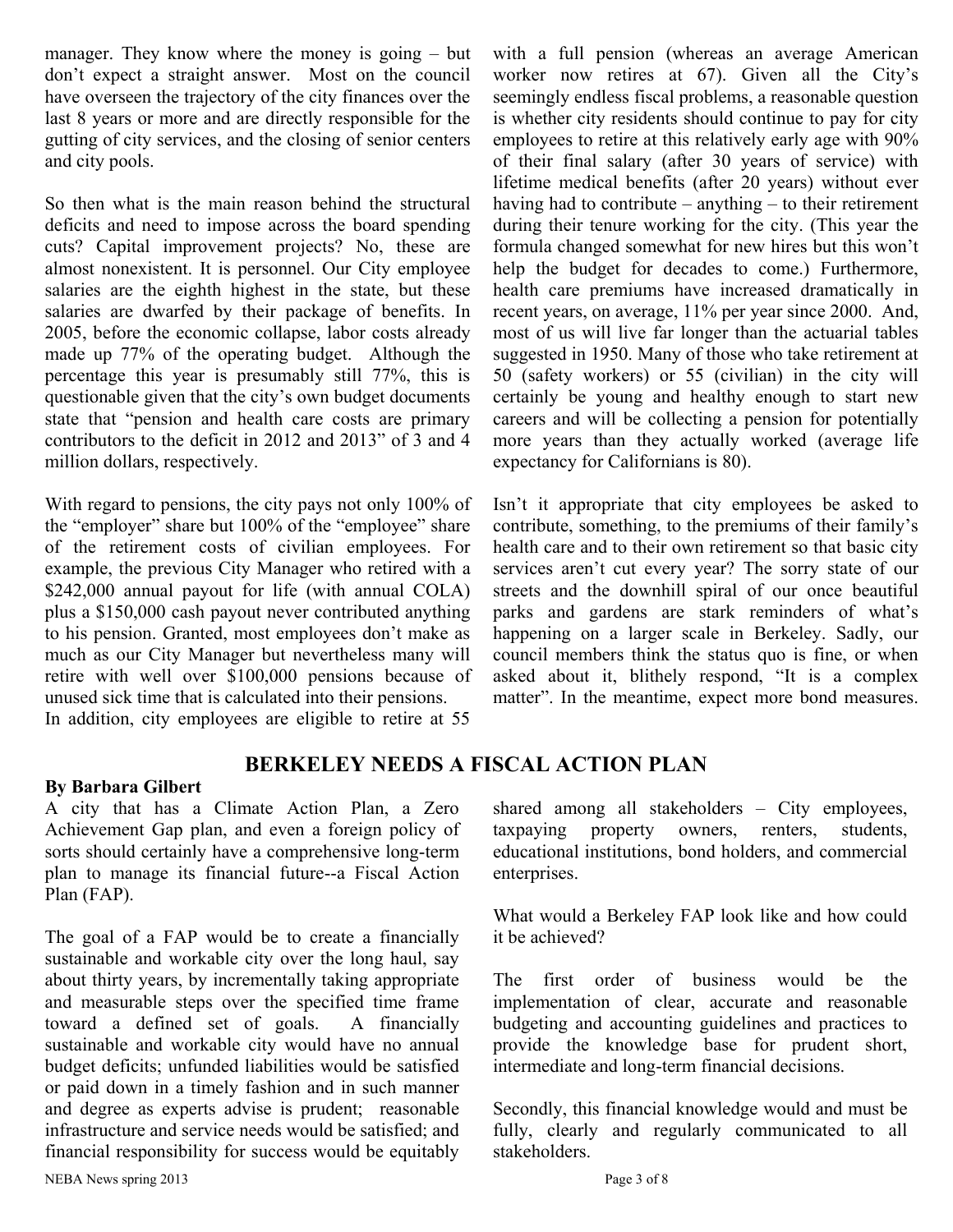manager. They know where the money is going – but don't expect a straight answer. Most on the council have overseen the trajectory of the city finances over the last 8 years or more and are directly responsible for the gutting of city services, and the closing of senior centers and city pools.

So then what is the main reason behind the structural deficits and need to impose across the board spending cuts? Capital improvement projects? No, these are almost nonexistent. It is personnel. Our City employee salaries are the eighth highest in the state, but these salaries are dwarfed by their package of benefits. In 2005, before the economic collapse, labor costs already made up 77% of the operating budget. Although the percentage this year is presumably still 77%, this is questionable given that the city's own budget documents state that "pension and health care costs are primary contributors to the deficit in 2012 and 2013" of 3 and 4 million dollars, respectively.

With regard to pensions, the city pays not only 100% of the "employer" share but 100% of the "employee" share of the retirement costs of civilian employees. For example, the previous City Manager who retired with a $242,000 annual payout for life (with annual COLA) plus a $150,000 cash payout never contributed anything to his pension. Granted, most employees don't make as much as our City Manager but nevertheless many will retire with well over $100,000 pensions because of unused sick time that is calculated into their pensions.
In addition, city employees are eligible to retire at 55 with a full pension (whereas an average American worker now retires at 67). Given all the City's seemingly endless fiscal problems, a reasonable question is whether city residents should continue to pay for city employees to retire at this relatively early age with 90% of their final salary (after 30 years of service) with lifetime medical benefits (after 20 years) without ever having had to contribute – anything – to their retirement during their tenure working for the city. (This year the formula changed somewhat for new hires but this won't help the budget for decades to come.) Furthermore, health care premiums have increased dramatically in recent years, on average, 11% per year since 2000. And, most of us will live far longer than the actuarial tables suggested in 1950. Many of those who take retirement at 50 (safety workers) or 55 (civilian) in the city will certainly be young and healthy enough to start new careers and will be collecting a pension for potentially more years than they actually worked (average life expectancy for Californians is 80).

Isn't it appropriate that city employees be asked to contribute, something, to the premiums of their family's health care and to their own retirement so that basic city services aren't cut every year? The sorry state of our streets and the downhill spiral of our once beautiful parks and gardens are stark reminders of what's happening on a larger scale in Berkeley. Sadly, our council members think the status quo is fine, or when asked about it, blithely respond, "It is a complex matter". In the meantime, expect more bond measures.

## BERKELEY NEEDS A FISCAL ACTION PLAN

**By Barbara Gilbert**

A city that has a Climate Action Plan, a Zero Achievement Gap plan, and even a foreign policy of sorts should certainly have a comprehensive long-term plan to manage its financial future--a Fiscal Action Plan (FAP).

The goal of a FAP would be to create a financially sustainable and workable city over the long haul, say about thirty years, by incrementally taking appropriate and measurable steps over the specified time frame toward a defined set of goals. A financially sustainable and workable city would have no annual budget deficits; unfunded liabilities would be satisfied or paid down in a timely fashion and in such manner and degree as experts advise is prudent; reasonable infrastructure and service needs would be satisfied; and financial responsibility for success would be equitably shared among all stakeholders – City employees, taxpaying property owners, renters, students, educational institutions, bond holders, and commercial enterprises.

What would a Berkeley FAP look like and how could it be achieved?

The first order of business would be the implementation of clear, accurate and reasonable budgeting and accounting guidelines and practices to provide the knowledge base for prudent short, intermediate and long-term financial decisions.

Secondly, this financial knowledge would and must be fully, clearly and regularly communicated to all stakeholders.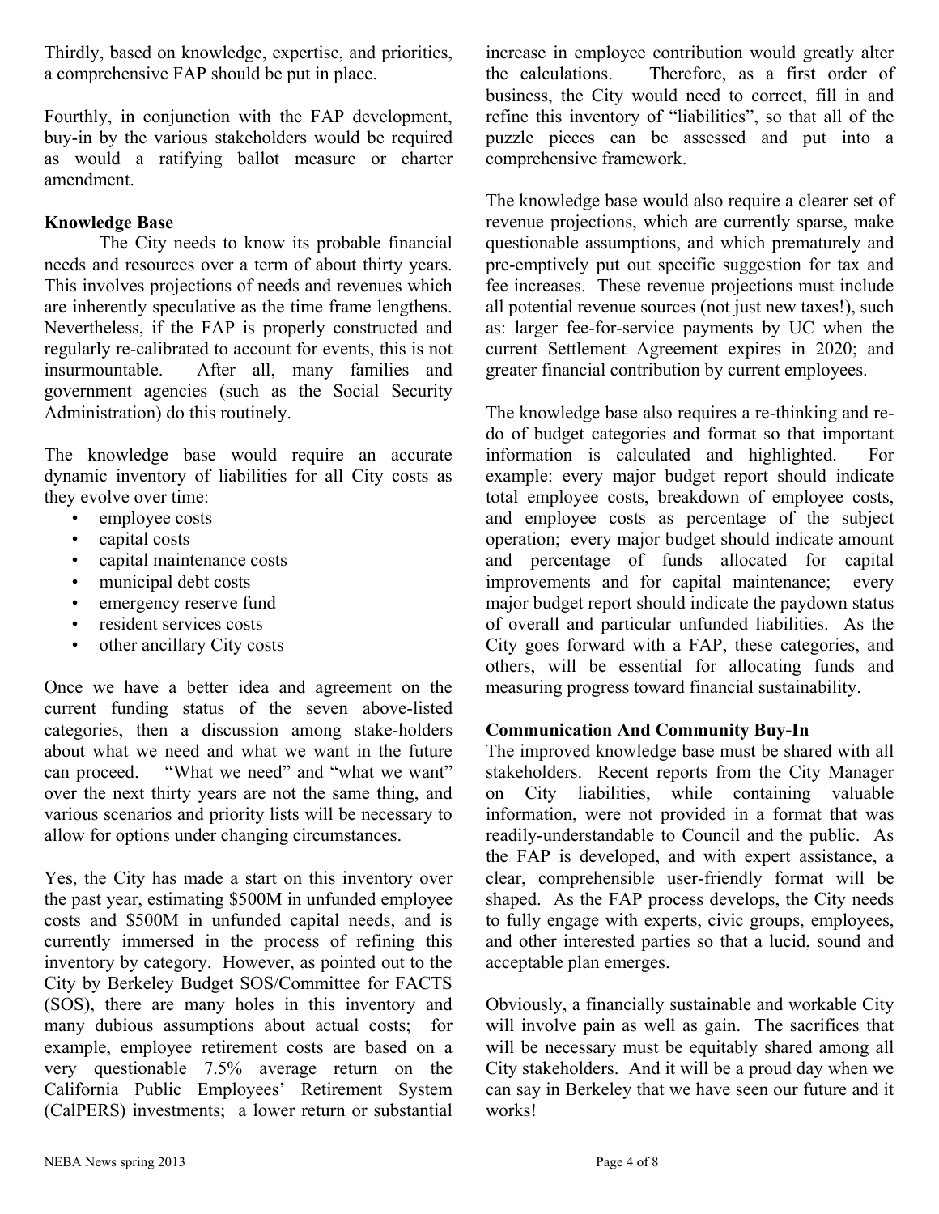Thirdly, based on knowledge, expertise, and priorities, a comprehensive FAP should be put in place.

Fourthly, in conjunction with the FAP development, buy-in by the various stakeholders would be required as would a ratifying ballot measure or charter amendment.

**Knowledge Base**

The City needs to know its probable financial needs and resources over a term of about thirty years. This involves projections of needs and revenues which are inherently speculative as the time frame lengthens. Nevertheless, if the FAP is properly constructed and regularly re-calibrated to account for events, this is not insurmountable. After all, many families and government agencies (such as the Social Security Administration) do this routinely.

The knowledge base would require an accurate dynamic inventory of liabilities for all City costs as they evolve over time:

- employee costs
- capital costs
- capital maintenance costs
- municipal debt costs
- emergency reserve fund
- resident services costs
- other ancillary City costs

Once we have a better idea and agreement on the current funding status of the seven above-listed categories, then a discussion among stake-holders about what we need and what we want in the future can proceed. "What we need" and "what we want" over the next thirty years are not the same thing, and various scenarios and priority lists will be necessary to allow for options under changing circumstances.

Yes, the City has made a start on this inventory over the past year, estimating \$500M in unfunded employee costs and \$500M in unfunded capital needs, and is currently immersed in the process of refining this inventory by category. However, as pointed out to the City by Berkeley Budget SOS/Committee for FACTS (SOS), there are many holes in this inventory and many dubious assumptions about actual costs; for example, employee retirement costs are based on a very questionable 7.5% average return on the California Public Employees' Retirement System (CalPERS) investments; a lower return or substantial increase in employee contribution would greatly alter the calculations. Therefore, as a first order of business, the City would need to correct, fill in and refine this inventory of "liabilities", so that all of the puzzle pieces can be assessed and put into a comprehensive framework.

The knowledge base would also require a clearer set of revenue projections, which are currently sparse, make questionable assumptions, and which prematurely and pre-emptively put out specific suggestion for tax and fee increases. These revenue projections must include all potential revenue sources (not just new taxes!), such as: larger fee-for-service payments by UC when the current Settlement Agreement expires in 2020; and greater financial contribution by current employees.

The knowledge base also requires a re-thinking and re-do of budget categories and format so that important information is calculated and highlighted. For example: every major budget report should indicate total employee costs, breakdown of employee costs, and employee costs as percentage of the subject operation; every major budget should indicate amount and percentage of funds allocated for capital improvements and for capital maintenance; every major budget report should indicate the paydown status of overall and particular unfunded liabilities. As the City goes forward with a FAP, these categories, and others, will be essential for allocating funds and measuring progress toward financial sustainability.

**Communication And Community Buy-In**

The improved knowledge base must be shared with all stakeholders. Recent reports from the City Manager on City liabilities, while containing valuable information, were not provided in a format that was readily-understandable to Council and the public. As the FAP is developed, and with expert assistance, a clear, comprehensible user-friendly format will be shaped. As the FAP process develops, the City needs to fully engage with experts, civic groups, employees, and other interested parties so that a lucid, sound and acceptable plan emerges.

Obviously, a financially sustainable and workable City will involve pain as well as gain. The sacrifices that will be necessary must be equitably shared among all City stakeholders. And it will be a proud day when we can say in Berkeley that we have seen our future and it works!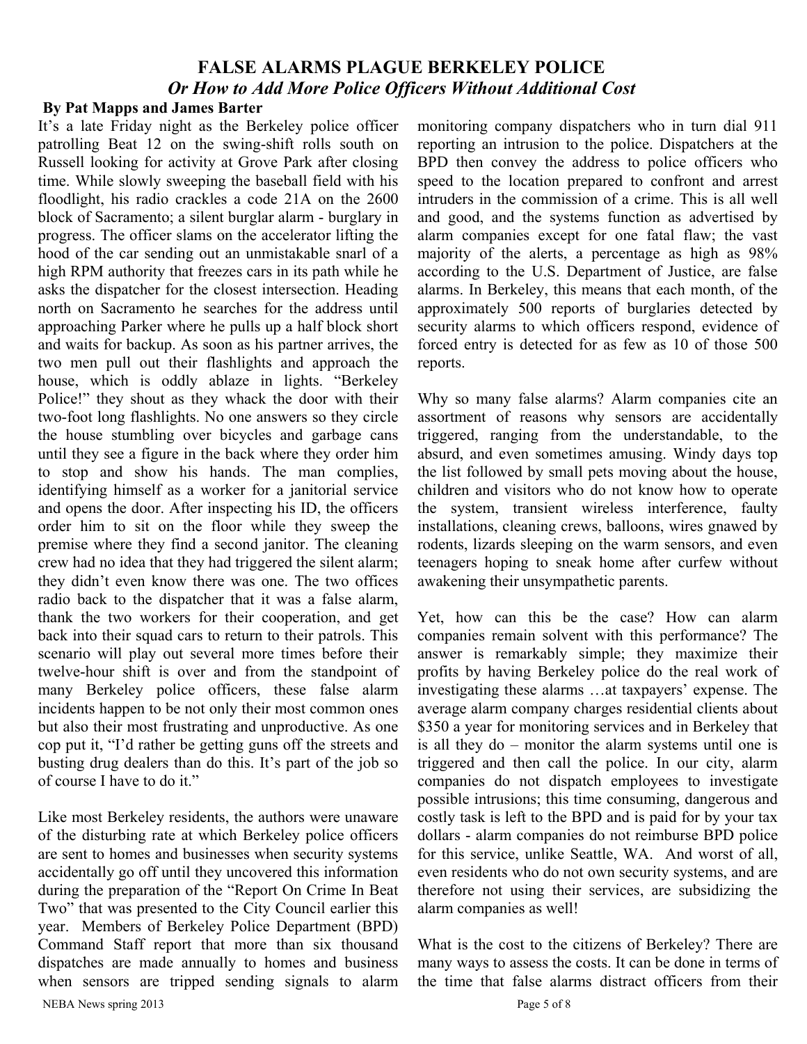## FALSE ALARMS PLAGUE BERKELEY POLICE

### *Or How to Add More Police Officers Without Additional Cost*

**By Pat Mapps and James Barter**

It's a late Friday night as the Berkeley police officer patrolling Beat 12 on the swing-shift rolls south on Russell looking for activity at Grove Park after closing time. While slowly sweeping the baseball field with his floodlight, his radio crackles a code 21A on the 2600 block of Sacramento; a silent burglar alarm - burglary in progress. The officer slams on the accelerator lifting the hood of the car sending out an unmistakable snarl of a high RPM authority that freezes cars in its path while he asks the dispatcher for the closest intersection. Heading north on Sacramento he searches for the address until approaching Parker where he pulls up a half block short and waits for backup. As soon as his partner arrives, the two men pull out their flashlights and approach the house, which is oddly ablaze in lights. "Berkeley Police!" they shout as they whack the door with their two-foot long flashlights. No one answers so they circle the house stumbling over bicycles and garbage cans until they see a figure in the back where they order him to stop and show his hands. The man complies, identifying himself as a worker for a janitorial service and opens the door. After inspecting his ID, the officers order him to sit on the floor while they sweep the premise where they find a second janitor. The cleaning crew had no idea that they had triggered the silent alarm; they didn't even know there was one. The two offices radio back to the dispatcher that it was a false alarm, thank the two workers for their cooperation, and get back into their squad cars to return to their patrols. This scenario will play out several more times before their twelve-hour shift is over and from the standpoint of many Berkeley police officers, these false alarm incidents happen to be not only their most common ones but also their most frustrating and unproductive. As one cop put it, "I'd rather be getting guns off the streets and busting drug dealers than do this. It's part of the job so of course I have to do it."

Like most Berkeley residents, the authors were unaware of the disturbing rate at which Berkeley police officers are sent to homes and businesses when security systems accidentally go off until they uncovered this information during the preparation of the "Report On Crime In Beat Two" that was presented to the City Council earlier this year. Members of Berkeley Police Department (BPD) Command Staff report that more than six thousand dispatches are made annually to homes and business when sensors are tripped sending signals to alarm monitoring company dispatchers who in turn dial 911 reporting an intrusion to the police. Dispatchers at the BPD then convey the address to police officers who speed to the location prepared to confront and arrest intruders in the commission of a crime. This is all well and good, and the systems function as advertised by alarm companies except for one fatal flaw; the vast majority of the alerts, a percentage as high as 98% according to the U.S. Department of Justice, are false alarms. In Berkeley, this means that each month, of the approximately 500 reports of burglaries detected by security alarms to which officers respond, evidence of forced entry is detected for as few as 10 of those 500 reports.

Why so many false alarms? Alarm companies cite an assortment of reasons why sensors are accidentally triggered, ranging from the understandable, to the absurd, and even sometimes amusing. Windy days top the list followed by small pets moving about the house, children and visitors who do not know how to operate the system, transient wireless interference, faulty installations, cleaning crews, balloons, wires gnawed by rodents, lizards sleeping on the warm sensors, and even teenagers hoping to sneak home after curfew without awakening their unsympathetic parents.

Yet, how can this be the case? How can alarm companies remain solvent with this performance? The answer is remarkably simple; they maximize their profits by having Berkeley police do the real work of investigating these alarms …at taxpayers' expense. The average alarm company charges residential clients about $350 a year for monitoring services and in Berkeley that is all they do – monitor the alarm systems until one is triggered and then call the police. In our city, alarm companies do not dispatch employees to investigate possible intrusions; this time consuming, dangerous and costly task is left to the BPD and is paid for by your tax dollars - alarm companies do not reimburse BPD police for this service, unlike Seattle, WA. And worst of all, even residents who do not own security systems, and are therefore not using their services, are subsidizing the alarm companies as well!

What is the cost to the citizens of Berkeley? There are many ways to assess the costs. It can be done in terms of the time that false alarms distract officers from their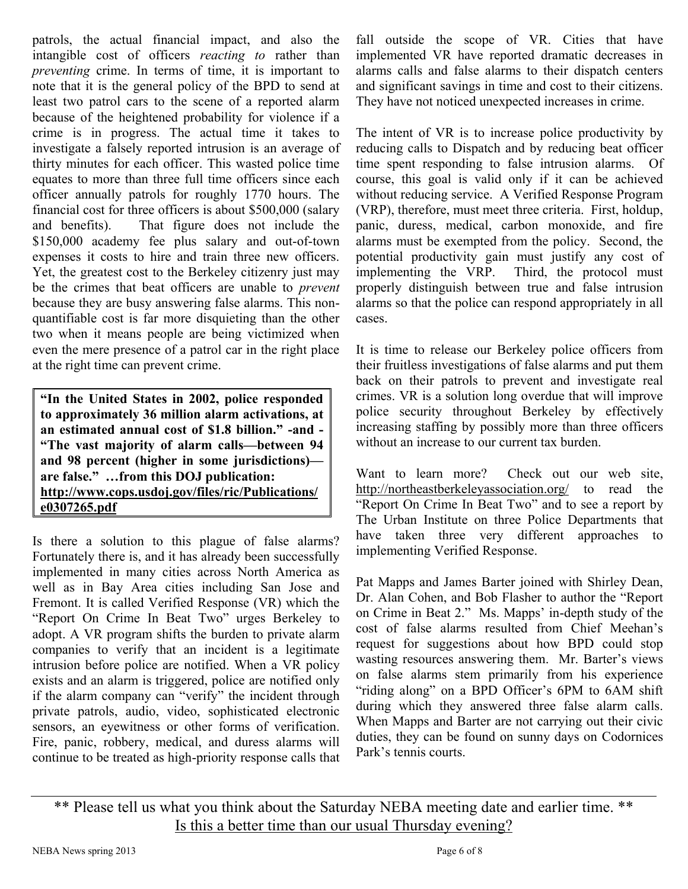patrols, the actual financial impact, and also the intangible cost of officers *reacting to* rather than *preventing* crime. In terms of time, it is important to note that it is the general policy of the BPD to send at least two patrol cars to the scene of a reported alarm because of the heightened probability for violence if a crime is in progress. The actual time it takes to investigate a falsely reported intrusion is an average of thirty minutes for each officer. This wasted police time equates to more than three full time officers since each officer annually patrols for roughly 1770 hours. The financial cost for three officers is about $500,000 (salary and benefits). That figure does not include the $150,000 academy fee plus salary and out-of-town expenses it costs to hire and train three new officers. Yet, the greatest cost to the Berkeley citizenry just may be the crimes that beat officers are unable to *prevent* because they are busy answering false alarms. This non-quantifiable cost is far more disquieting than the other two when it means people are being victimized when even the mere presence of a patrol car in the right place at the right time can prevent crime.

> **"In the United States in 2002, police responded to approximately 36 million alarm activations, at an estimated annual cost of $1.8 billion." -and - "The vast majority of alarm calls—between 94 and 98 percent (higher in some jurisdictions)—are false." …from this DOJ publication: http://www.cops.usdoj.gov/files/ric/Publications/e0307265.pdf**

Is there a solution to this plague of false alarms? Fortunately there is, and it has already been successfully implemented in many cities across North America as well as in Bay Area cities including San Jose and Fremont. It is called Verified Response (VR) which the "Report On Crime In Beat Two" urges Berkeley to adopt. A VR program shifts the burden to private alarm companies to verify that an incident is a legitimate intrusion before police are notified. When a VR policy exists and an alarm is triggered, police are notified only if the alarm company can "verify" the incident through private patrols, audio, video, sophisticated electronic sensors, an eyewitness or other forms of verification. Fire, panic, robbery, medical, and duress alarms will continue to be treated as high-priority response calls that fall outside the scope of VR. Cities that have implemented VR have reported dramatic decreases in alarms calls and false alarms to their dispatch centers and significant savings in time and cost to their citizens. They have not noticed unexpected increases in crime.

The intent of VR is to increase police productivity by reducing calls to Dispatch and by reducing beat officer time spent responding to false intrusion alarms. Of course, this goal is valid only if it can be achieved without reducing service. A Verified Response Program (VRP), therefore, must meet three criteria. First, holdup, panic, duress, medical, carbon monoxide, and fire alarms must be exempted from the policy. Second, the potential productivity gain must justify any cost of implementing the VRP. Third, the protocol must properly distinguish between true and false intrusion alarms so that the police can respond appropriately in all cases.

It is time to release our Berkeley police officers from their fruitless investigations of false alarms and put them back on their patrols to prevent and investigate real crimes. VR is a solution long overdue that will improve police security throughout Berkeley by effectively increasing staffing by possibly more than three officers without an increase to our current tax burden.

Want to learn more? Check out our web site, http://northeastberkeleyassociation.org/ to read the "Report On Crime In Beat Two" and to see a report by The Urban Institute on three Police Departments that have taken three very different approaches to implementing Verified Response.

Pat Mapps and James Barter joined with Shirley Dean, Dr. Alan Cohen, and Bob Flasher to author the "Report on Crime in Beat 2." Ms. Mapps' in-depth study of the cost of false alarms resulted from Chief Meehan's request for suggestions about how BPD could stop wasting resources answering them. Mr. Barter's views on false alarms stem primarily from his experience "riding along" on a BPD Officer's 6PM to 6AM shift during which they answered three false alarm calls. When Mapps and Barter are not carrying out their civic duties, they can be found on sunny days on Codornices Park's tennis courts.

---

\*\* Please tell us what you think about the Saturday NEBA meeting date and earlier time. \*\*
Is this a better time than our usual Thursday evening?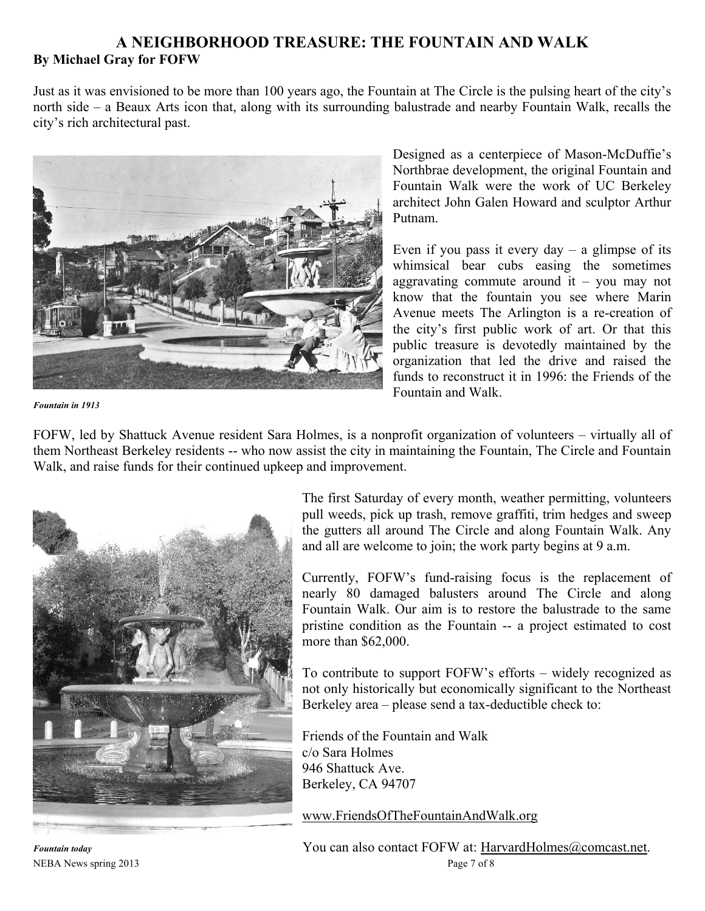# A NEIGHBORHOOD TREASURE: THE FOUNTAIN AND WALK

**By Michael Gray for FOFW**

Just as it was envisioned to be more than 100 years ago, the Fountain at The Circle is the pulsing heart of the city's north side – a Beaux Arts icon that, along with its surrounding balustrade and nearby Fountain Walk, recalls the city's rich architectural past.

***Fountain in 1913***

Designed as a centerpiece of Mason-McDuffie's Northbrae development, the original Fountain and Fountain Walk were the work of UC Berkeley architect John Galen Howard and sculptor Arthur Putnam.

Even if you pass it every day – a glimpse of its whimsical bear cubs easing the sometimes aggravating commute around it – you may not know that the fountain you see where Marin Avenue meets The Arlington is a re-creation of the city's first public work of art. Or that this public treasure is devotedly maintained by the organization that led the drive and raised the funds to reconstruct it in 1996: the Friends of the Fountain and Walk.

FOFW, led by Shattuck Avenue resident Sara Holmes, is a nonprofit organization of volunteers – virtually all of them Northeast Berkeley residents -- who now assist the city in maintaining the Fountain, The Circle and Fountain Walk, and raise funds for their continued upkeep and improvement.

The first Saturday of every month, weather permitting, volunteers pull weeds, pick up trash, remove graffiti, trim hedges and sweep the gutters all around The Circle and along Fountain Walk. Any and all are welcome to join; the work party begins at 9 a.m.

Currently, FOFW's fund-raising focus is the replacement of nearly 80 damaged balusters around The Circle and along Fountain Walk. Our aim is to restore the balustrade to the same pristine condition as the Fountain -- a project estimated to cost more than $62,000.

To contribute to support FOFW's efforts – widely recognized as not only historically but economically significant to the Northeast Berkeley area – please send a tax-deductible check to:

Friends of the Fountain and Walk
c/o Sara Holmes
946 Shattuck Ave.
Berkeley, CA 94707

www.FriendsOfTheFountainAndWalk.org

***Fountain today***

You can also contact FOFW at: HarvardHolmes@comcast.net.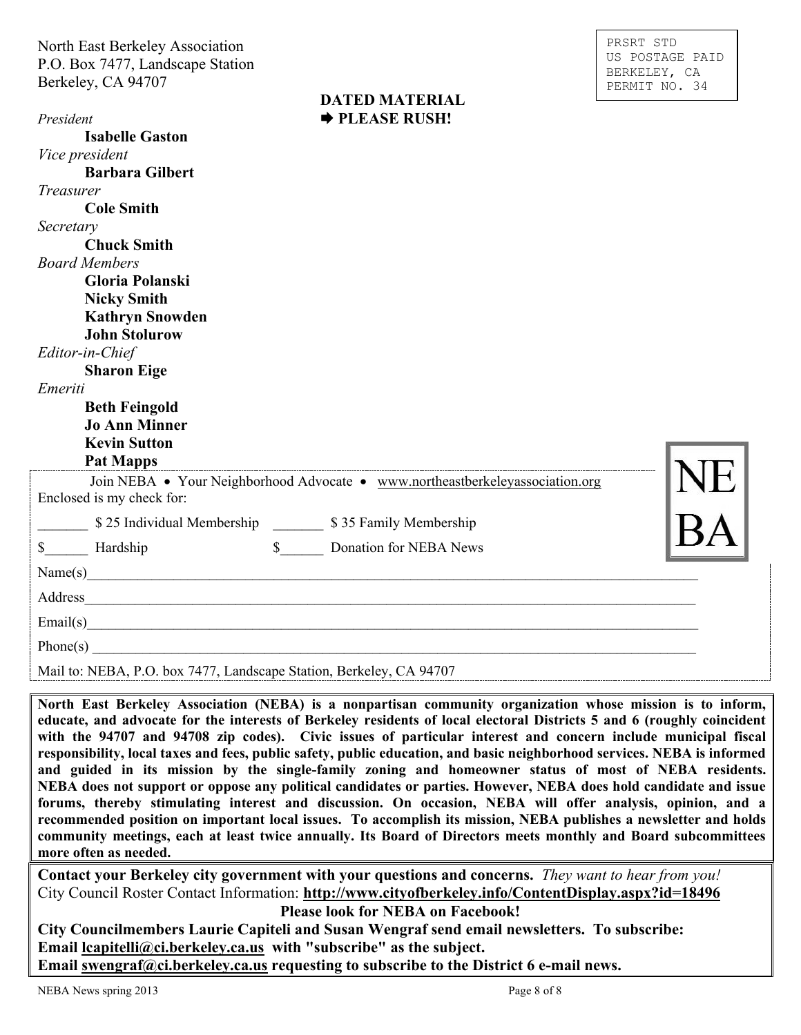North East Berkeley Association
P.O. Box 7477, Landscape Station
Berkeley, CA 94707

PRSRT STD
US POSTAGE PAID
BERKELEY, CA
PERMIT NO. 34

**DATED MATERIAL**
**➡ PLEASE RUSH!**

*President*
**Isabelle Gaston**
*Vice president*
**Barbara Gilbert**
*Treasurer*
**Cole Smith**
*Secretary*
**Chuck Smith**
*Board Members*
**Gloria Polanski**
**Nicky Smith**
**Kathryn Snowden**
**John Stolurow**
*Editor-in-Chief*
**Sharon Eige**
*Emeriti*
**Beth Feingold**
**Jo Ann Minner**
**Kevin Sutton**
**Pat Mapps**

Join NEBA • Your Neighborhood Advocate • www.northeastberkeleyassociation.org

NE
BA

Enclosed is my check for:

_______ $ 25 Individual Membership _______ $ 35 Family Membership

$______ Hardship $______ Donation for NEBA News

Name(s)____________________________________________

Address____________________________________________

Email(s)____________________________________________

Phone(s) ____________________________________________

Mail to: NEBA, P.O. box 7477, Landscape Station, Berkeley, CA 94707

**North East Berkeley Association (NEBA) is a nonpartisan community organization whose mission is to inform, educate, and advocate for the interests of Berkeley residents of local electoral Districts 5 and 6 (roughly coincident with the 94707 and 94708 zip codes). Civic issues of particular interest and concern include municipal fiscal responsibility, local taxes and fees, public safety, public education, and basic neighborhood services. NEBA is informed and guided in its mission by the single-family zoning and homeowner status of most of NEBA residents. NEBA does not support or oppose any political candidates or parties. However, NEBA does hold candidate and issue forums, thereby stimulating interest and discussion. On occasion, NEBA will offer analysis, opinion, and a recommended position on important local issues. To accomplish its mission, NEBA publishes a newsletter and holds community meetings, each at least twice annually. Its Board of Directors meets monthly and Board subcommittees more often as needed.**

**Contact your Berkeley city government with your questions and concerns.** *They want to hear from you!*
City Council Roster Contact Information: **http://www.cityofberkeley.info/ContentDisplay.aspx?id=18496**
**Please look for NEBA on Facebook!**
**City Councilmembers Laurie Capiteli and Susan Wengraf send email newsletters. To subscribe:**
**Email lcapitelli@ci.berkeley.ca.us with "subscribe" as the subject.**
**Email swengraf@ci.berkeley.ca.us requesting to subscribe to the District 6 e-mail news.**